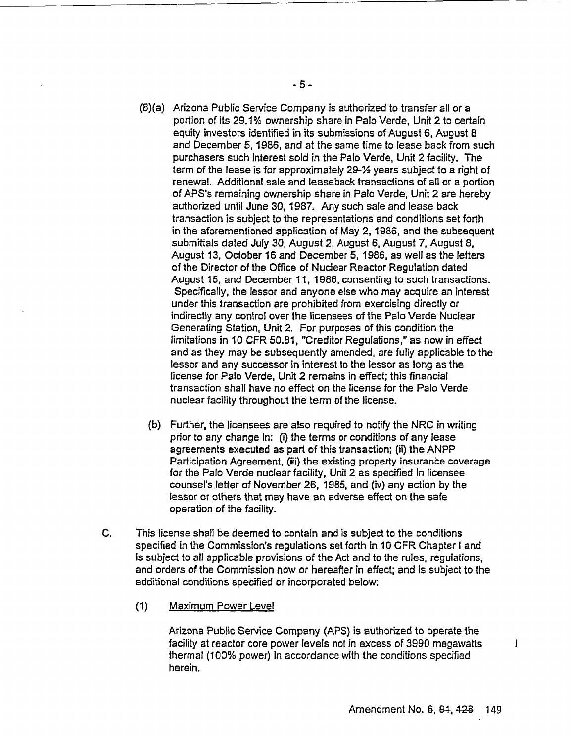(8)(a) Arizona Public Service Company is authorized to transfer all or a portion of its 29.1% ownership share in Palo Verde, Unit 2 to certain equity investors identified in its submissions of August 6, August 8 and December 5, 1986, and at the same time to lease back from such purchasers such interest sold in the Palo Verde, Unit 2 facility. The term of the lease is for approximately 29-½ years subject to a right of renewal. Additional sale and leaseback transactions of all or a portion of APS's remaining ownership share in Palo Verde, Unit 2 are hereby authorized until June 30, 1987. Any such sale and lease back transaction is subject to the representations and conditions set forth in the aforementioned application of May 2, 1986, and the subsequent submittals dated July 30, August 2, August 6, August 7, August 8, August 13, October 16 and December 5, 1986, as well as the letters of the Director of the Office of Nuclear Reactor Regulation dated August 15, and December 11, 1986, consenting to such transactions. Specifically, the lessor and anyone else who may acquire an interest under this transaction are prohibited from exercising directly or indirectly any control over the licensees of the Palo Verde Nuclear Generating Station, Unit 2. For purposes of this condition the limitations in 10 CFR 50.81, "Creditor Regulations," as now in effect and as they may be subsequently amended, are fully applicable to the lessor and any successor in interest to the lessor as long as the license for Palo Verde, Unit 2 remains in effect; this financial transaction shall have no effect on the license for the Palo Verde nuclear facility throughout the term of the license.

(b) Further, the licensees are also required to notify the NRC in writing prior to any change in: (i) the terms or conditions of any lease agreements executed as part of this transaction; (ii) the ANPP Participation Agreement, (iii) the existing property insurance coverage for the Palo Verde nuclear facility, Unit 2 as specified in licensee counsel's letter of November 26, 1985, and (iv) any action by the lessor or others that may have an adverse effect on the safe operation of the facility.

C. This license shall be deemed to contain and is subject to the conditions specified in the Commission's regulations set forth in 10 CFR Chapter I and is subject to all applicable provisions of the Act and to the rules, regulations, and orders of the Commission now or hereafter in effect; and is subject to the additional conditions specified or incorporated below:

(1) Maximum Power Level

Arizona Public Service Company (APS) is authorized to operate the facility at reactor core power levels not in excess of 3990 megawatts thermal (100% power) in accordance with the conditions specified herein.

Amendment No. ~~6~~, ~~94~~, ~~128~~ 149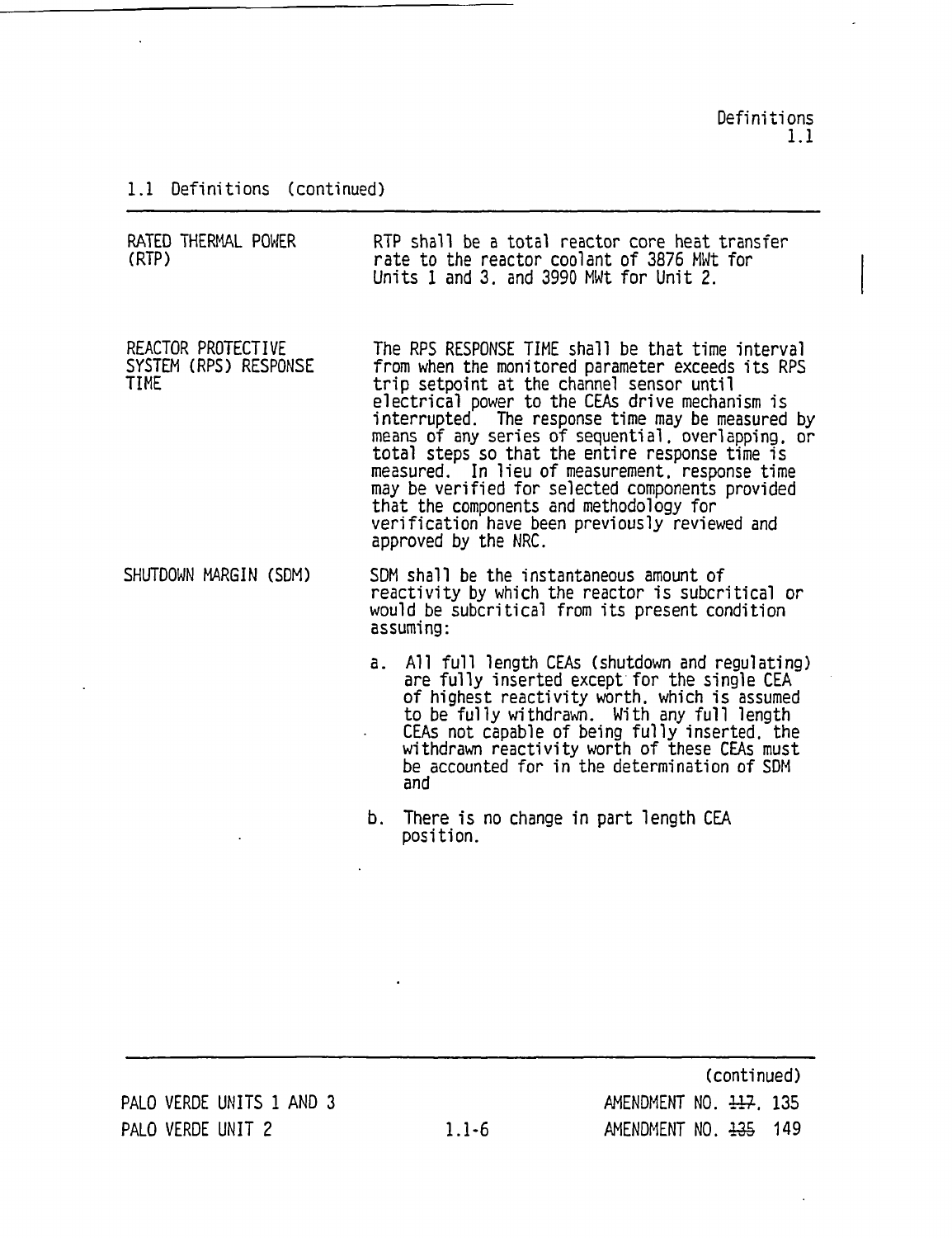## 1.1 Definitions (continued)

| | |
|---|---|
| RATED THERMAL POWER (RTP) | RTP shall be a total reactor core heat transfer rate to the reactor coolant of 3876 MWt for Units 1 and 3, and 3990 MWt for Unit 2. |
| REACTOR PROTECTIVE SYSTEM (RPS) RESPONSE TIME | The RPS RESPONSE TIME shall be that time interval from when the monitored parameter exceeds its RPS trip setpoint at the channel sensor until electrical power to the CEAs drive mechanism is interrupted. The response time may be measured by means of any series of sequential, overlapping, or total steps so that the entire response time is measured. In lieu of measurement, response time may be verified for selected components provided that the components and methodology for verification have been previously reviewed and approved by the NRC. |
| SHUTDOWN MARGIN (SDM) | SDM shall be the instantaneous amount of reactivity by which the reactor is subcritical or would be subcritical from its present condition assuming:<br><br>a. All full length CEAs (shutdown and regulating) are fully inserted except for the single CEA of highest reactivity worth, which is assumed to be fully withdrawn. With any full length CEAs not capable of being fully inserted, the withdrawn reactivity worth of these CEAs must be accounted for in the determination of SDM and<br><br>b. There is no change in part length CEA position. |

(continued)

PALO VERDE UNITS 1 AND 3 — AMENDMENT NO. ~~117~~, 135

PALO VERDE UNIT 2 — AMENDMENT NO. ~~135~~ 149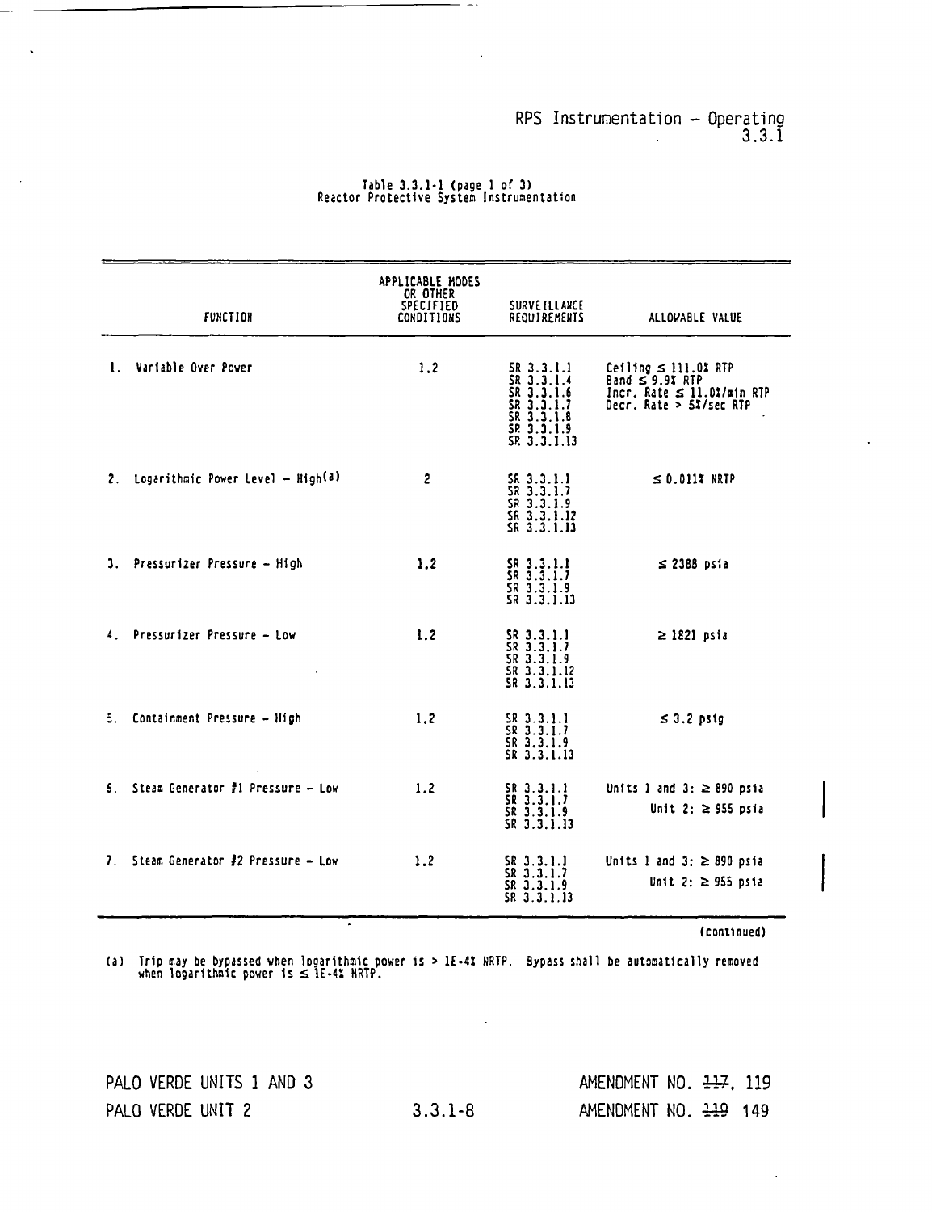RPS Instrumentation – Operating
3.3.1

Table 3.3.1-1 (page 1 of 3)
Reactor Protective System Instrumentation

| FUNCTION | APPLICABLE MODES OR OTHER SPECIFIED CONDITIONS | SURVEILLANCE REQUIREMENTS | ALLOWABLE VALUE |
|---|---|---|---|
| 1. Variable Over Power | 1,2 | SR 3.3.1.1<br>SR 3.3.1.4<br>SR 3.3.1.6<br>SR 3.3.1.7<br>SR 3.3.1.8<br>SR 3.3.1.9<br>SR 3.3.1.13 | Ceiling ≤ 111.0% RTP<br>Band ≤ 9.9% RTP<br>Incr. Rate ≤ 11.0%/min RTP<br>Decr. Rate > 5%/sec RTP |
| 2. Logarithmic Power Level – High[(a)] | 2 | SR 3.3.1.1<br>SR 3.3.1.7<br>SR 3.3.1.9<br>SR 3.3.1.12<br>SR 3.3.1.13 | ≤ 0.011% NRTP |
| 3. Pressurizer Pressure – High | 1,2 | SR 3.3.1.1<br>SR 3.3.1.7<br>SR 3.3.1.9<br>SR 3.3.1.13 | ≤ 2388 psia |
| 4. Pressurizer Pressure – Low | 1,2 | SR 3.3.1.1<br>SR 3.3.1.7<br>SR 3.3.1.9<br>SR 3.3.1.12<br>SR 3.3.1.13 | ≥ 1821 psia |
| 5. Containment Pressure – High | 1,2 | SR 3.3.1.1<br>SR 3.3.1.7<br>SR 3.3.1.9<br>SR 3.3.1.13 | ≤ 3.2 psig |
| 6. Steam Generator #1 Pressure – Low | 1,2 | SR 3.3.1.1<br>SR 3.3.1.7<br>SR 3.3.1.9<br>SR 3.3.1.13 | Units 1 and 3: ≥ 890 psia<br>Unit 2: ≥ 955 psia |
| 7. Steam Generator #2 Pressure – Low | 1,2 | SR 3.3.1.1<br>SR 3.3.1.7<br>SR 3.3.1.9<br>SR 3.3.1.13 | Units 1 and 3: ≥ 890 psia<br>Unit 2: ≥ 955 psia |

(continued)

(a) Trip may be bypassed when logarithmic power is > 1E-4% NRTP. Bypass shall be automatically removed when logarithmic power is ≤ 1E-4% NRTP.

PALO VERDE UNITS 1 AND 3 — AMENDMENT NO. ~~117~~, 119
PALO VERDE UNIT 2 — 3.3.1-8 — AMENDMENT NO. ~~119~~ 149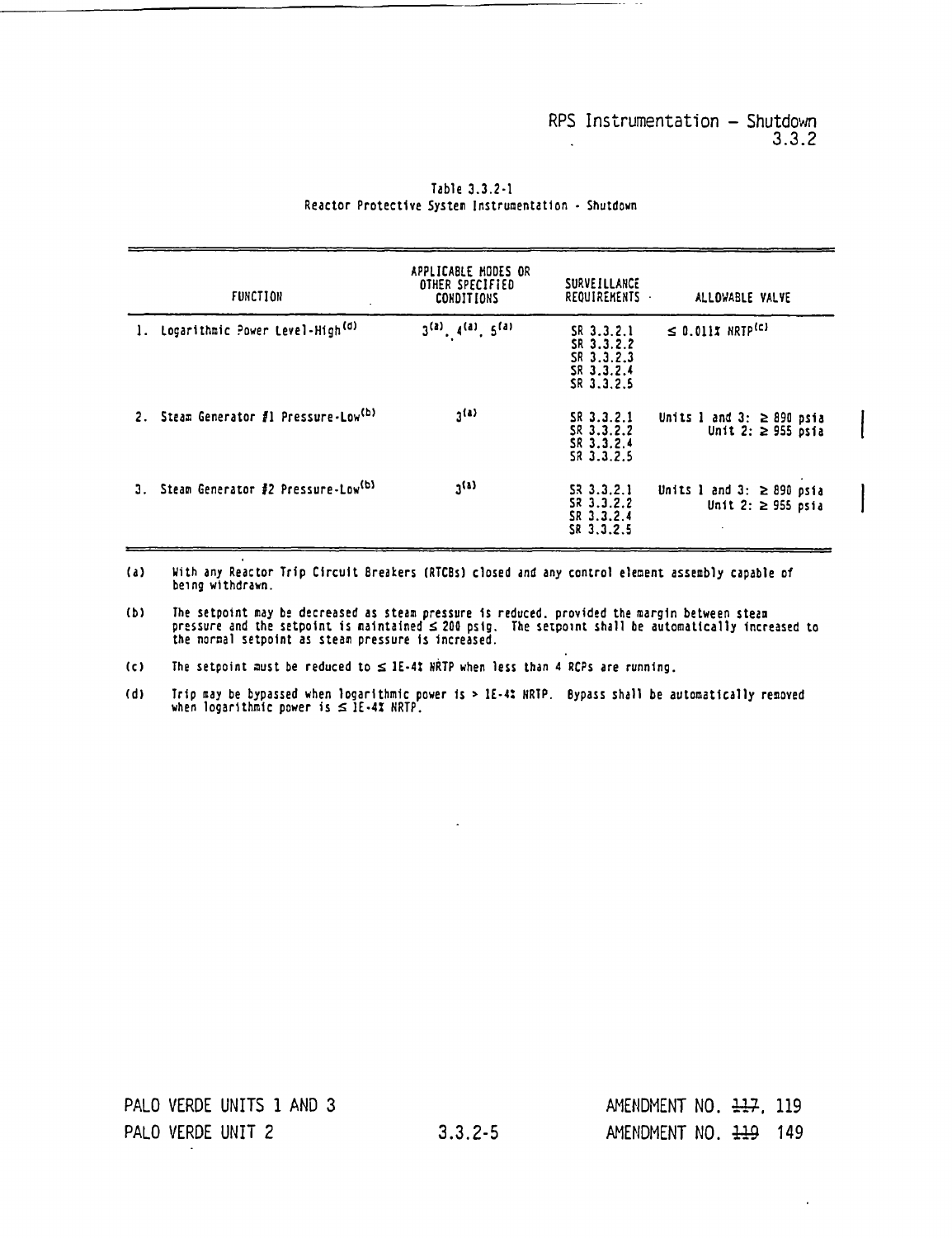RPS Instrumentation – Shutdown
3.3.2

Table 3.3.2-1
Reactor Protective System Instrumentation - Shutdown

| FUNCTION | APPLICABLE MODES OR OTHER SPECIFIED CONDITIONS | SURVEILLANCE REQUIREMENTS | ALLOWABLE VALVE |
|---|---|---|---|
| 1. Logarithmic Power Level-High[(d)] | 3[(a)], 4[(a)], 5[(a)] | SR 3.3.2.1<br>SR 3.3.2.2<br>SR 3.3.2.3<br>SR 3.3.2.4<br>SR 3.3.2.5 | ≤ 0.011% NRTP[(c)] |
| 2. Steam Generator #1 Pressure-Low[(b)] | 3[(a)] | SR 3.3.2.1<br>SR 3.3.2.2<br>SR 3.3.2.4<br>SR 3.3.2.5 | Units 1 and 3: ≥ 890 psia<br>Unit 2: ≥ 955 psia |
| 3. Steam Generator #2 Pressure-Low[(b)] | 3[(a)] | SR 3.3.2.1<br>SR 3.3.2.2<br>SR 3.3.2.4<br>SR 3.3.2.5 | Units 1 and 3: ≥ 890 psia<br>Unit 2: ≥ 955 psia |

(a) With any Reactor Trip Circuit Breakers (RTCBs) closed and any control element assembly capable of being withdrawn.

(b) The setpoint may be decreased as steam pressure is reduced, provided the margin between steam pressure and the setpoint is maintained ≤ 200 psig. The setpoint shall be automatically increased to the normal setpoint as steam pressure is increased.

(c) The setpoint must be reduced to ≤ 1E-4% NRTP when less than 4 RCPs are running.

(d) Trip may be bypassed when logarithmic power is > 1E-4% NRTP. Bypass shall be automatically removed when logarithmic power is ≤ 1E-4% NRTP.

PALO VERDE UNITS 1 AND 3 — AMENDMENT NO. ~~117~~, 119

PALO VERDE UNIT 2 — 3.3.2-5 — AMENDMENT NO. ~~119~~ 149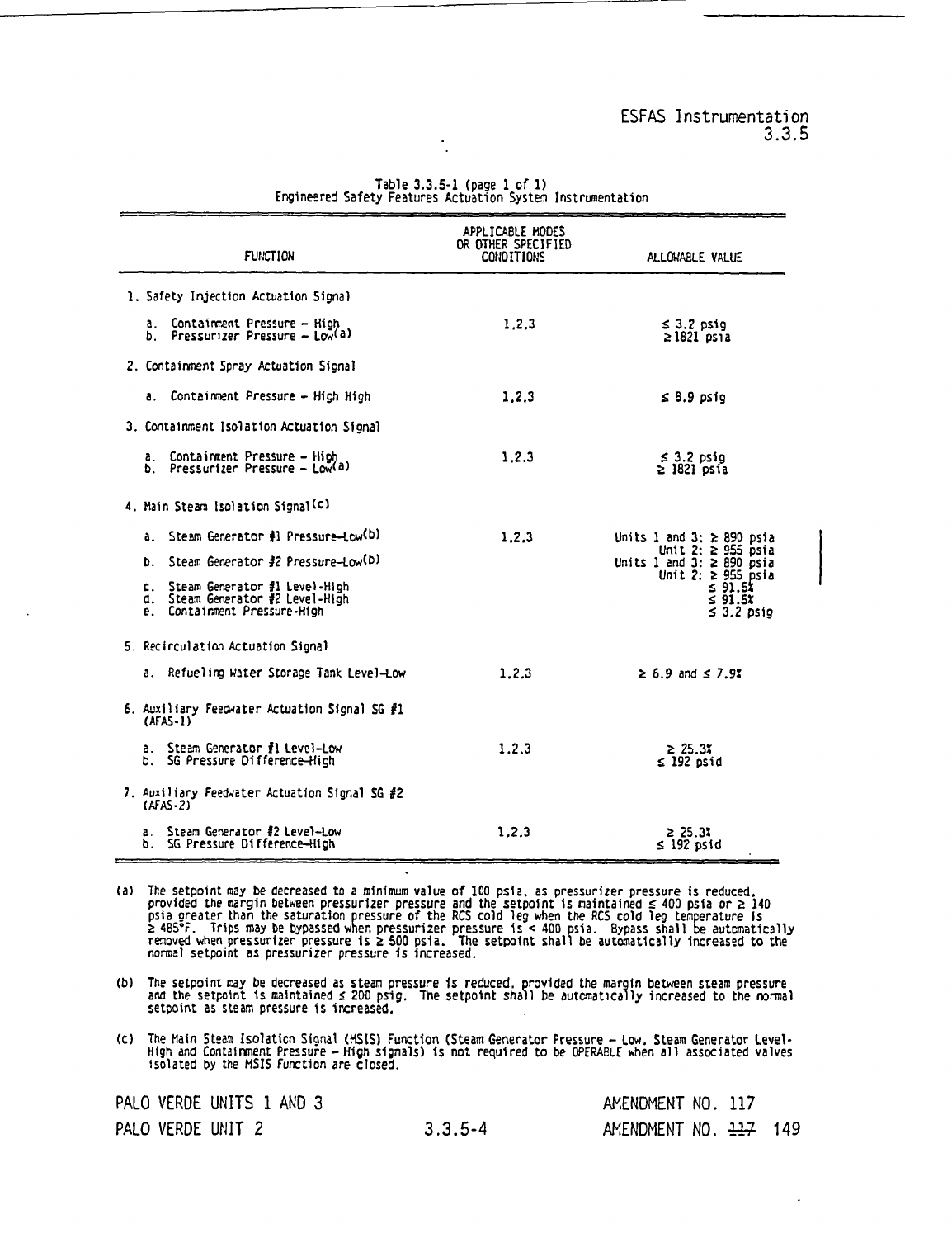ESFAS Instrumentation
3.3.5

Table 3.3.5-1 (page 1 of 1)
Engineered Safety Features Actuation System Instrumentation

| FUNCTION | APPLICABLE MODES OR OTHER SPECIFIED CONDITIONS | ALLOWABLE VALUE |
|---|---|---|
| 1. Safety Injection Actuation Signal | | |
| a. Containment Pressure – High | 1,2,3 | ≤ 3.2 psig |
| b. Pressurizer Pressure – Low[(a)] | | ≥ 1821 psia |
| 2. Containment Spray Actuation Signal | | |
| a. Containment Pressure – High High | 1,2,3 | ≤ 8.9 psig |
| 3. Containment Isolation Actuation Signal | | |
| a. Containment Pressure – High | 1,2,3 | ≤ 3.2 psig |
| b. Pressurizer Pressure – Low[(a)] | | ≥ 1821 psia |
| 4. Main Steam Isolation Signal[(c)] | | |
| a. Steam Generator #1 Pressure–Low[(b)] | 1,2,3 | Units 1 and 3: ≥ 890 psia<br>Unit 2: ≥ 955 psia |
| b. Steam Generator #2 Pressure–Low[(b)] | | Units 1 and 3: ≥ 890 psia<br>Unit 2: ≥ 955 psia |
| c. Steam Generator #1 Level-High | | ≤ 91.5% |
| d. Steam Generator #2 Level-High | | ≤ 91.5% |
| e. Containment Pressure-High | | ≤ 3.2 psig |
| 5. Recirculation Actuation Signal | | |
| a. Refueling Water Storage Tank Level–Low | 1,2,3 | ≥ 6.9 and ≤ 7.9% |
| 6. Auxiliary Feedwater Actuation Signal SG #1 (AFAS-1) | | |
| a. Steam Generator #1 Level–Low | 1,2,3 | ≥ 25.3% |
| b. SG Pressure Difference–High | | ≤ 192 psid |
| 7. Auxiliary Feedwater Actuation Signal SG #2 (AFAS-2) | | |
| a. Steam Generator #2 Level–Low | 1,2,3 | ≥ 25.3% |
| b. SG Pressure Difference–High | | ≤ 192 psid |

(a) The setpoint may be decreased to a minimum value of 100 psia, as pressurizer pressure is reduced, provided the margin between pressurizer pressure and the setpoint is maintained ≤ 400 psia or ≥ 140 psia greater than the saturation pressure of the RCS cold leg when the RCS cold leg temperature is ≥ 485°F. Trips may be bypassed when pressurizer pressure is < 400 psia. Bypass shall be automatically removed when pressurizer pressure is ≥ 500 psia. The setpoint shall be automatically increased to the normal setpoint as pressurizer pressure is increased.

(b) The setpoint may be decreased as steam pressure is reduced, provided the margin between steam pressure and the setpoint is maintained ≤ 200 psig. The setpoint shall be automatically increased to the normal setpoint as steam pressure is increased.

(c) The Main Steam Isolation Signal (MSIS) Function (Steam Generator Pressure – Low, Steam Generator Level-High and Containment Pressure – High signals) is not required to be OPERABLE when all associated valves isolated by the MSIS Function are closed.

PALO VERDE UNITS 1 AND 3 — AMENDMENT NO. 117
PALO VERDE UNIT 2 — 3.3.5-4 — AMENDMENT NO. ~~117~~ 149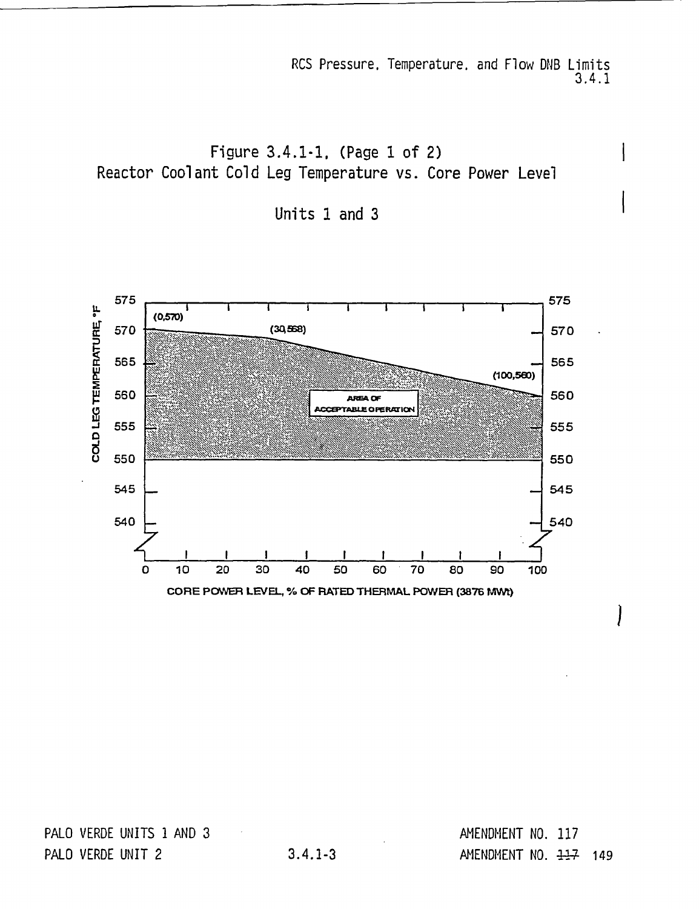Figure 3.4.1-1, (Page 1 of 2)
Reactor Coolant Cold Leg Temperature vs. Core Power Level

Units 1 and 3

COLD LEG TEMPERATURE, °F

(0,570)

(30,568)

(100,560)

AREA OF ACCEPTABLE OPERATION

CORE POWER LEVEL, % OF RATED THERMAL POWER (3876 MWt)

PALO VERDE UNITS 1 AND 3 — AMENDMENT NO. 117

PALO VERDE UNIT 2 — 3.4.1-3 — AMENDMENT NO. ~~117~~ 149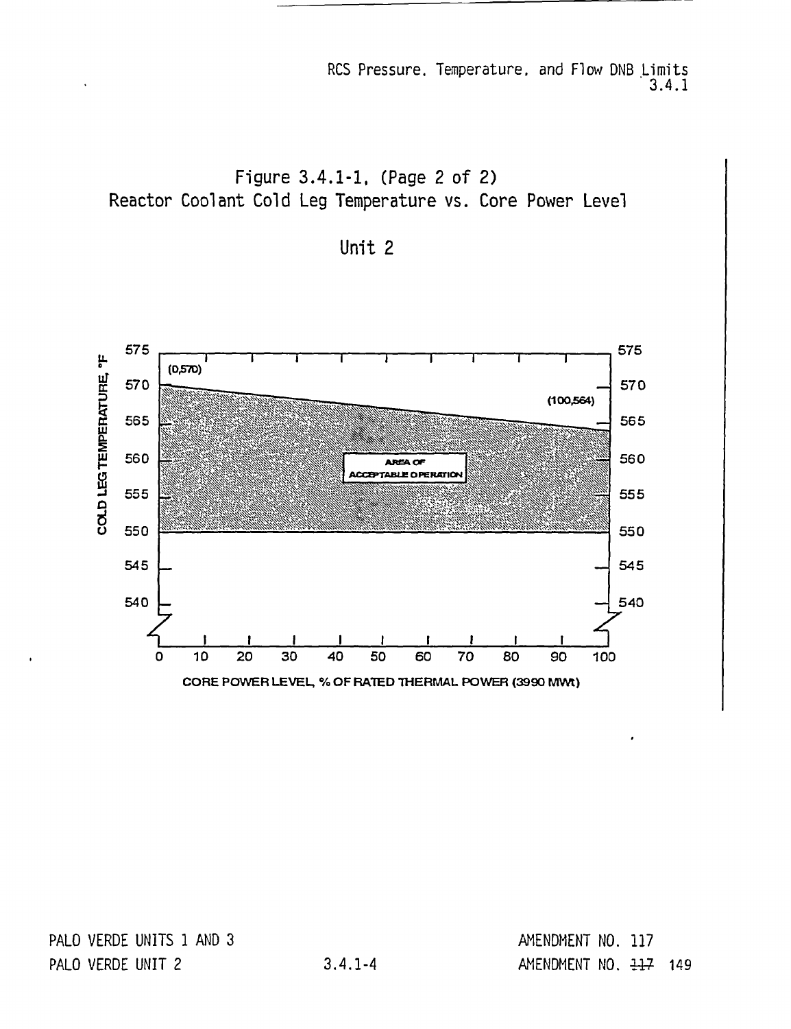Figure 3.4.1-1, (Page 2 of 2)
Reactor Coolant Cold Leg Temperature vs. Core Power Level

Unit 2

COLD LEG TEMPERATURE, °F

(0,570)

(100,564)

AREA OF ACCEPTABLE OPERATION

CORE POWER LEVEL, % OF RATED THERMAL POWER (3990 MWt)

PALO VERDE UNITS 1 AND 3 — AMENDMENT NO. 117

PALO VERDE UNIT 2 — 3.4.1-4 — AMENDMENT NO. ~~117~~ 149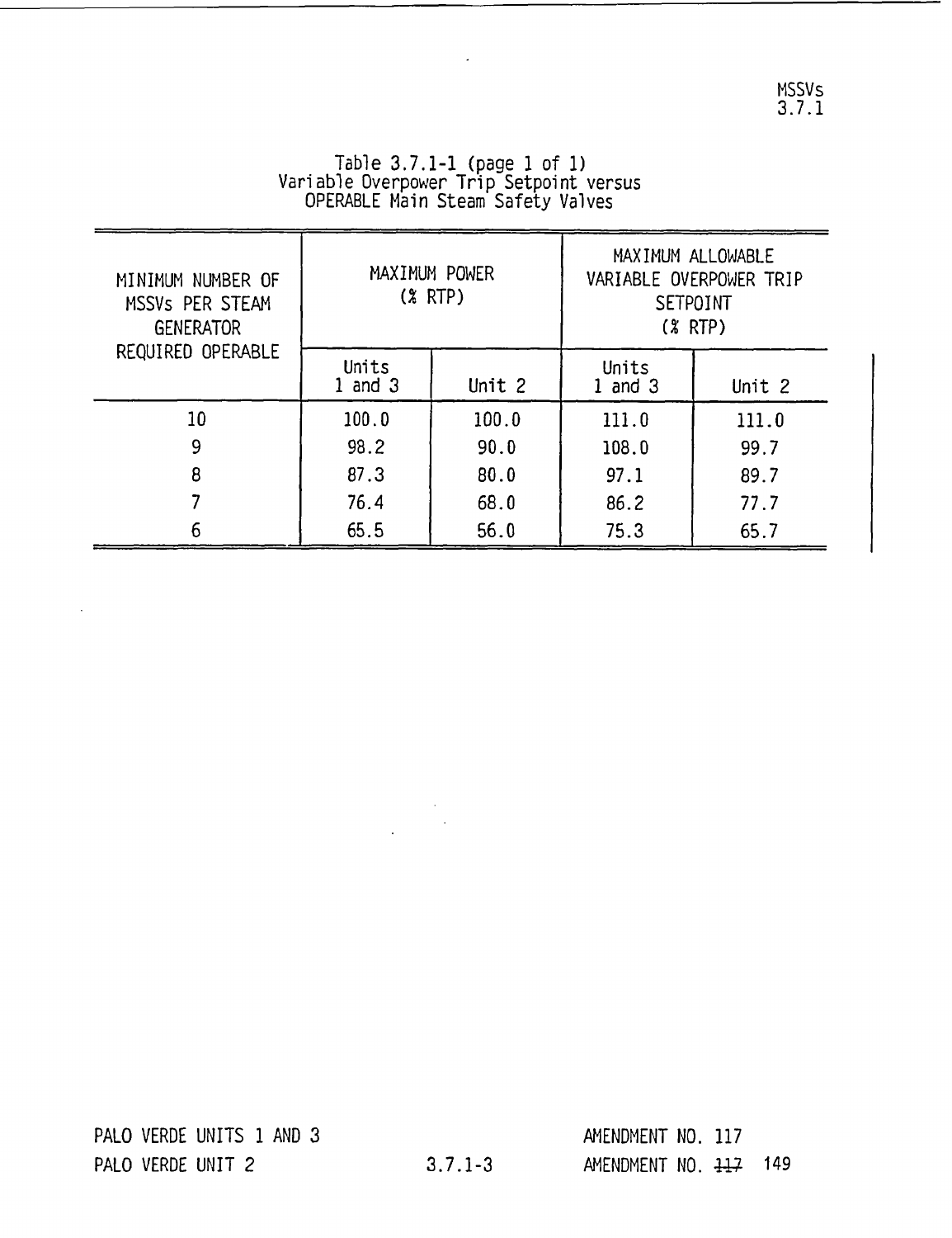Table 3.7.1-1 (page 1 of 1)
Variable Overpower Trip Setpoint versus
OPERABLE Main Steam Safety Valves

| MINIMUM NUMBER OF MSSVs PER STEAM GENERATOR REQUIRED OPERABLE | MAXIMUM POWER (% RTP) | | MAXIMUM ALLOWABLE VARIABLE OVERPOWER TRIP SETPOINT (% RTP) | |
|---|---|---|---|---|
| | Units 1 and 3 | Unit 2 | Units 1 and 3 | Unit 2 |
| 10 | 100.0 | 100.0 | 111.0 | 111.0 |
| 9 | 98.2 | 90.0 | 108.0 | 99.7 |
| 8 | 87.3 | 80.0 | 97.1 | 89.7 |
| 7 | 76.4 | 68.0 | 86.2 | 77.7 |
| 6 | 65.5 | 56.0 | 75.3 | 65.7 |

PALO VERDE UNITS 1 AND 3 — AMENDMENT NO. 117

PALO VERDE UNIT 2 — 3.7.1-3 — AMENDMENT NO. ~~117~~ 149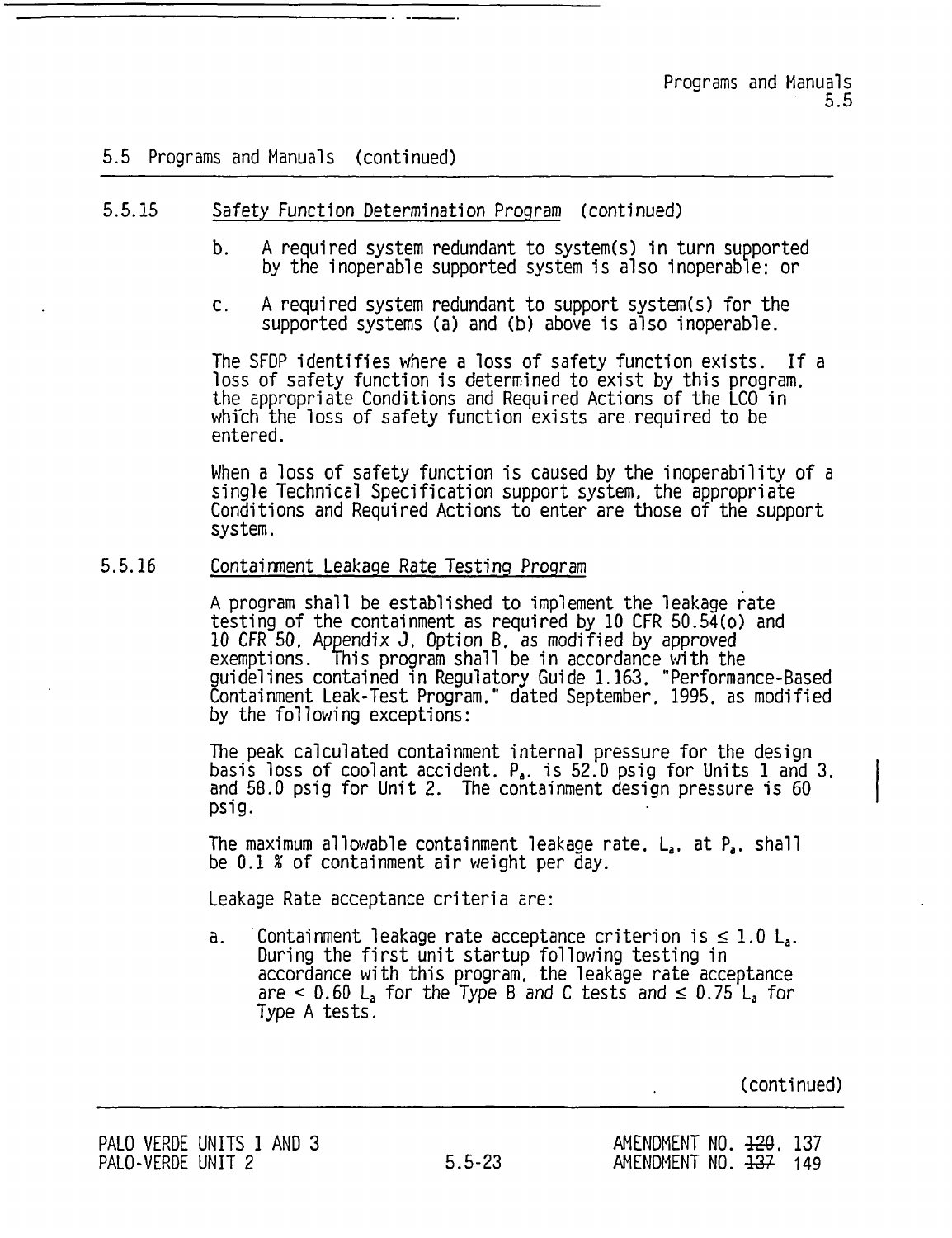## 5.5 Programs and Manuals (continued)

### 5.5.15 Safety Function Determination Program (continued)

b. A required system redundant to system(s) in turn supported by the inoperable supported system is also inoperable; or

c. A required system redundant to support system(s) for the supported systems (a) and (b) above is also inoperable.

The SFDP identifies where a loss of safety function exists. If a loss of safety function is determined to exist by this program, the appropriate Conditions and Required Actions of the LCO in which the loss of safety function exists are required to be entered.

When a loss of safety function is caused by the inoperability of a single Technical Specification support system, the appropriate Conditions and Required Actions to enter are those of the support system.

### 5.5.16 Containment Leakage Rate Testing Program

A program shall be established to implement the leakage rate testing of the containment as required by 10 CFR 50.54(o) and 10 CFR 50, Appendix J, Option B, as modified by approved exemptions. This program shall be in accordance with the guidelines contained in Regulatory Guide 1.163, "Performance-Based Containment Leak-Test Program," dated September, 1995, as modified by the following exceptions:

The peak calculated containment internal pressure for the design basis loss of coolant accident, $P_a$, is 52.0 psig for Units 1 and 3, and 58.0 psig for Unit 2. The containment design pressure is 60 psig.

The maximum allowable containment leakage rate, $L_a$, at $P_a$, shall be 0.1 % of containment air weight per day.

Leakage Rate acceptance criteria are:

a. Containment leakage rate acceptance criterion is $\leq 1.0\ L_a$. During the first unit startup following testing in accordance with this program, the leakage rate acceptance are $< 0.60\ L_a$ for the Type B and C tests and $\leq 0.75\ L_a$ for Type A tests.

(continued)